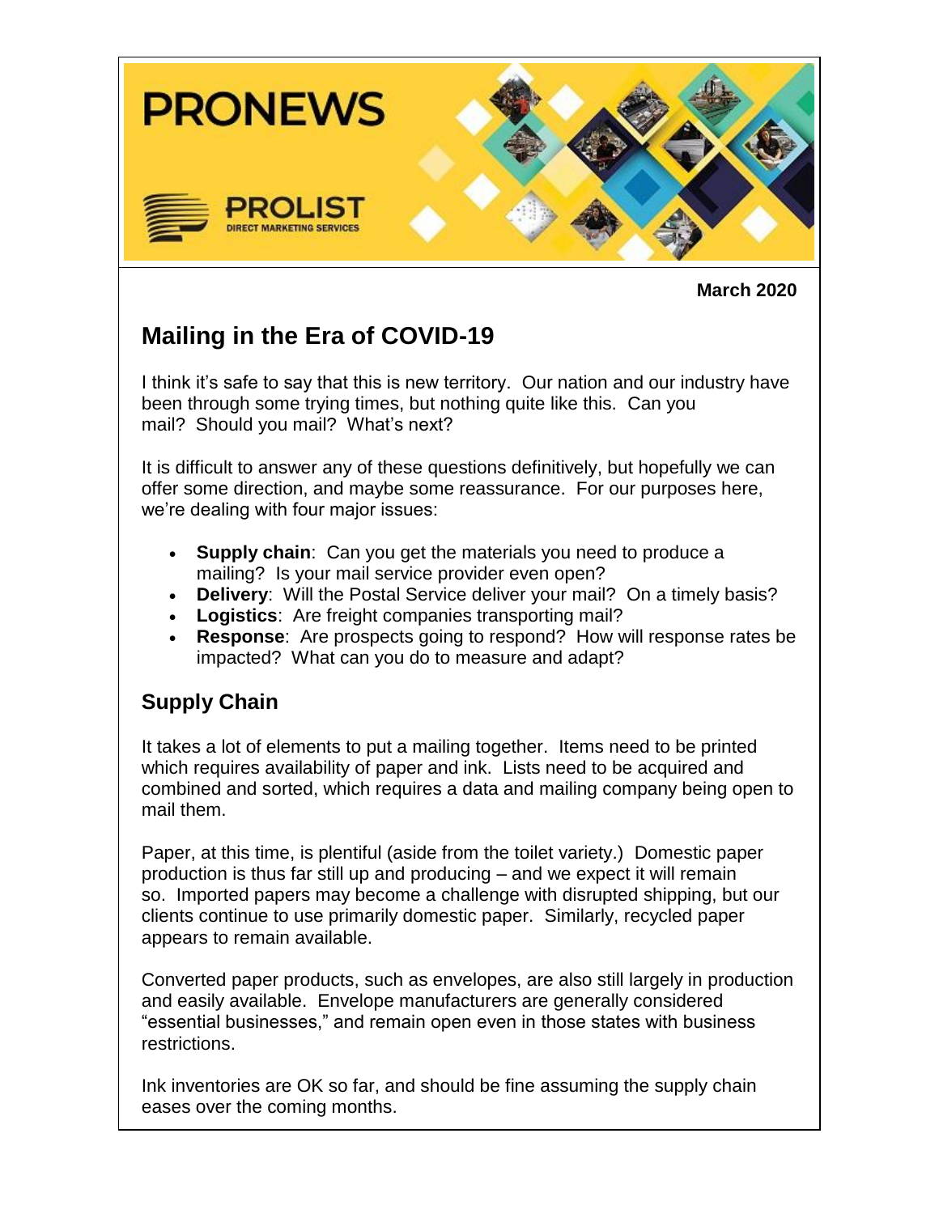PRONEWS

PROLIST
DIRECT MARKETING SERVICES

**March 2020**

# Mailing in the Era of COVID-19

I think it's safe to say that this is new territory. Our nation and our industry have been through some trying times, but nothing quite like this. Can you mail? Should you mail? What's next?

It is difficult to answer any of these questions definitively, but hopefully we can offer some direction, and maybe some reassurance. For our purposes here, we're dealing with four major issues:

- **Supply chain**: Can you get the materials you need to produce a mailing? Is your mail service provider even open?
- **Delivery**: Will the Postal Service deliver your mail? On a timely basis?
- **Logistics**: Are freight companies transporting mail?
- **Response**: Are prospects going to respond? How will response rates be impacted? What can you do to measure and adapt?

## Supply Chain

It takes a lot of elements to put a mailing together. Items need to be printed which requires availability of paper and ink. Lists need to be acquired and combined and sorted, which requires a data and mailing company being open to mail them.

Paper, at this time, is plentiful (aside from the toilet variety.) Domestic paper production is thus far still up and producing – and we expect it will remain so. Imported papers may become a challenge with disrupted shipping, but our clients continue to use primarily domestic paper. Similarly, recycled paper appears to remain available.

Converted paper products, such as envelopes, are also still largely in production and easily available. Envelope manufacturers are generally considered "essential businesses," and remain open even in those states with business restrictions.

Ink inventories are OK so far, and should be fine assuming the supply chain eases over the coming months.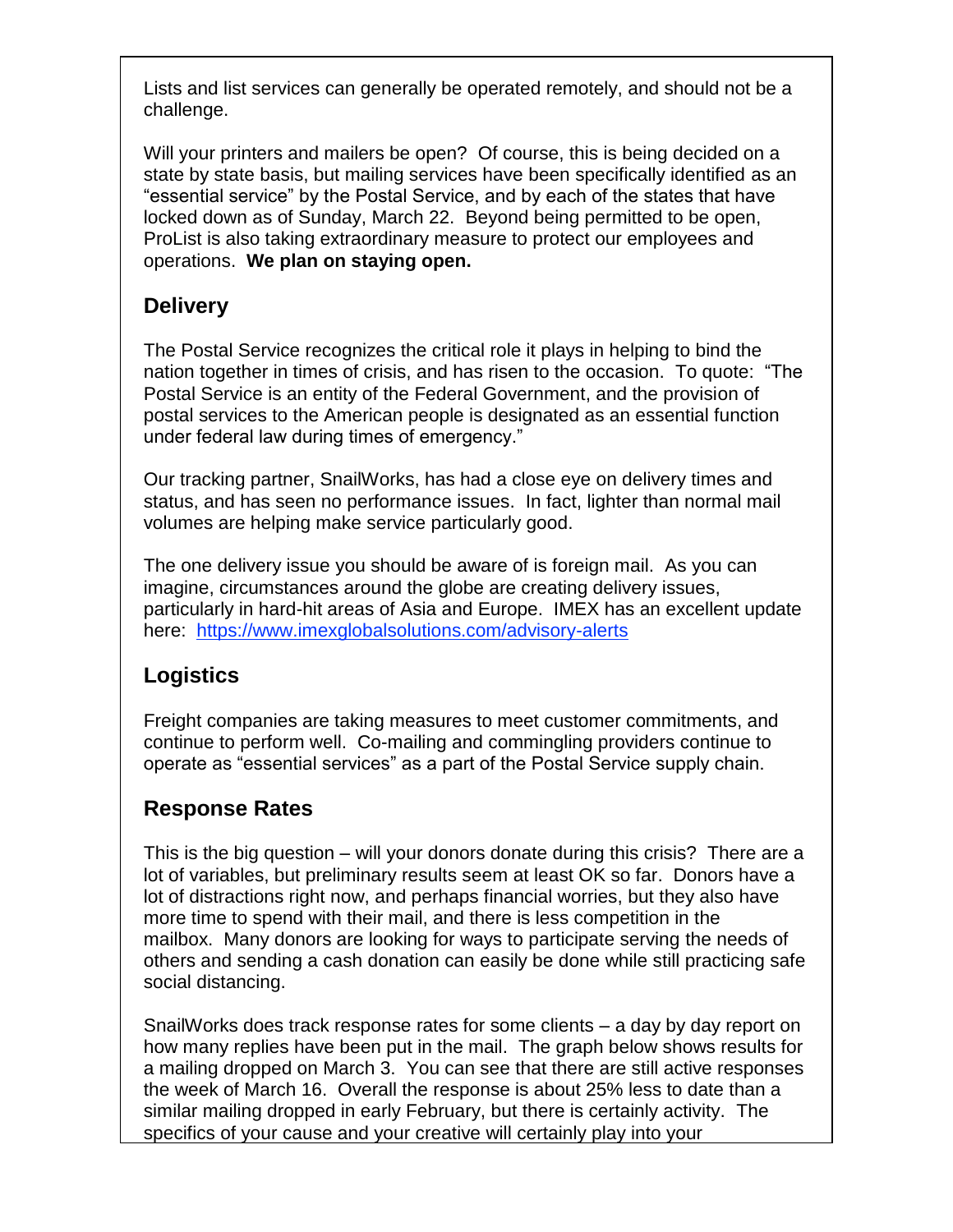Lists and list services can generally be operated remotely, and should not be a challenge.

Will your printers and mailers be open? Of course, this is being decided on a state by state basis, but mailing services have been specifically identified as an "essential service" by the Postal Service, and by each of the states that have locked down as of Sunday, March 22. Beyond being permitted to be open, ProList is also taking extraordinary measure to protect our employees and operations. **We plan on staying open.**

## Delivery

The Postal Service recognizes the critical role it plays in helping to bind the nation together in times of crisis, and has risen to the occasion. To quote: "The Postal Service is an entity of the Federal Government, and the provision of postal services to the American people is designated as an essential function under federal law during times of emergency."

Our tracking partner, SnailWorks, has had a close eye on delivery times and status, and has seen no performance issues. In fact, lighter than normal mail volumes are helping make service particularly good.

The one delivery issue you should be aware of is foreign mail. As you can imagine, circumstances around the globe are creating delivery issues, particularly in hard-hit areas of Asia and Europe. IMEX has an excellent update here: [https://www.imexglobalsolutions.com/advisory-alerts](https://www.imexglobalsolutions.com/advisory-alerts)

## Logistics

Freight companies are taking measures to meet customer commitments, and continue to perform well. Co-mailing and commingling providers continue to operate as "essential services" as a part of the Postal Service supply chain.

## Response Rates

This is the big question – will your donors donate during this crisis? There are a lot of variables, but preliminary results seem at least OK so far. Donors have a lot of distractions right now, and perhaps financial worries, but they also have more time to spend with their mail, and there is less competition in the mailbox. Many donors are looking for ways to participate serving the needs of others and sending a cash donation can easily be done while still practicing safe social distancing.

SnailWorks does track response rates for some clients – a day by day report on how many replies have been put in the mail. The graph below shows results for a mailing dropped on March 3. You can see that there are still active responses the week of March 16. Overall the response is about 25% less to date than a similar mailing dropped in early February, but there is certainly activity. The specifics of your cause and your creative will certainly play into your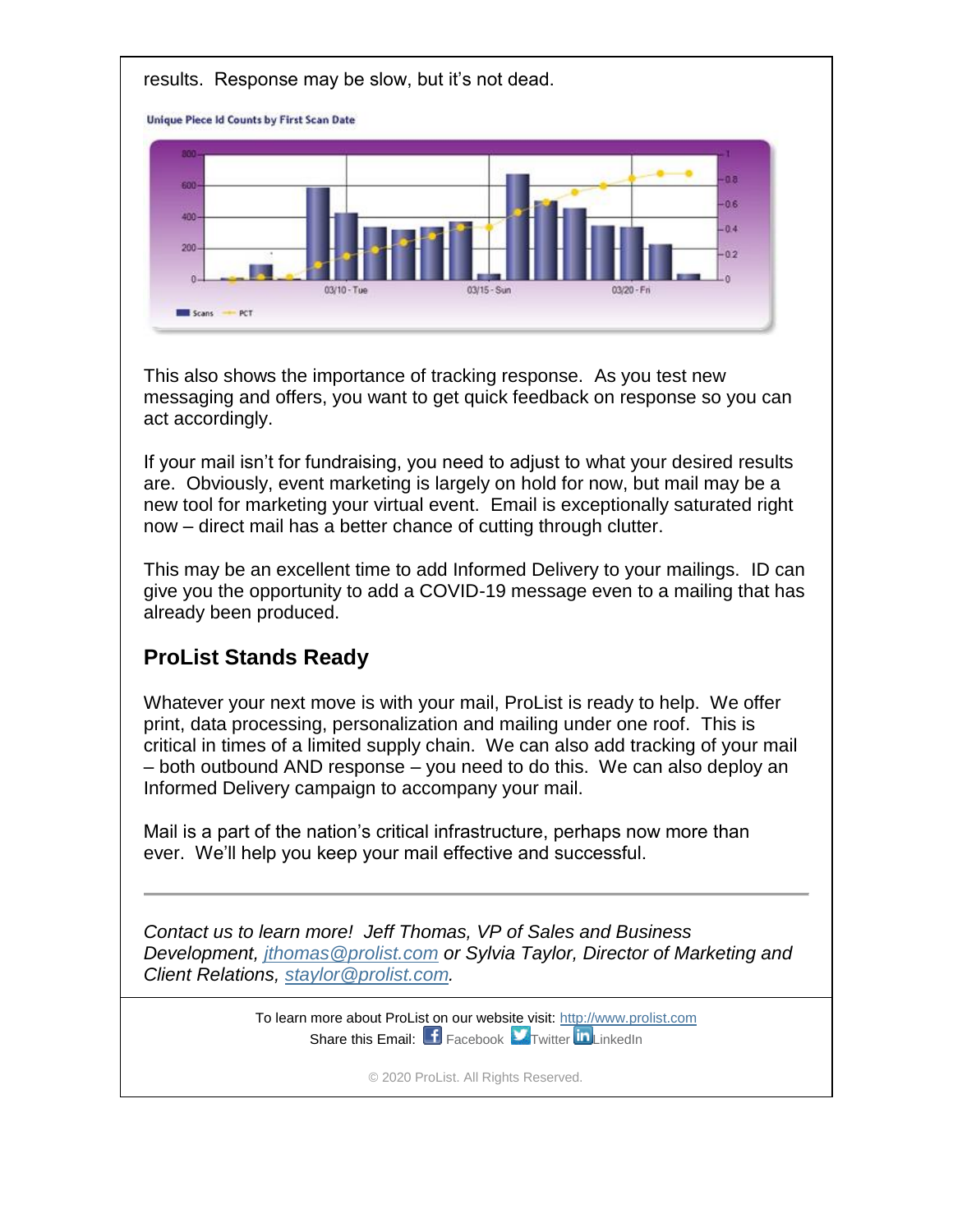results. Response may be slow, but it's not dead.

Unique Piece Id Counts by First Scan Date

800
600
400
200
0

1
0.8
0.6
0.4
0.2
0

03/10 - Tue
03/15 - Sun
03/20 - Fri

Scans
PCT

This also shows the importance of tracking response. As you test new messaging and offers, you want to get quick feedback on response so you can act accordingly.

If your mail isn't for fundraising, you need to adjust to what your desired results are. Obviously, event marketing is largely on hold for now, but mail may be a new tool for marketing your virtual event. Email is exceptionally saturated right now – direct mail has a better chance of cutting through clutter.

This may be an excellent time to add Informed Delivery to your mailings. ID can give you the opportunity to add a COVID-19 message even to a mailing that has already been produced.

## ProList Stands Ready

Whatever your next move is with your mail, ProList is ready to help. We offer print, data processing, personalization and mailing under one roof. This is critical in times of a limited supply chain. We can also add tracking of your mail – both outbound AND response – you need to do this. We can also deploy an Informed Delivery campaign to accompany your mail.

Mail is a part of the nation's critical infrastructure, perhaps now more than ever. We'll help you keep your mail effective and successful.

---

*Contact us to learn more! Jeff Thomas, VP of Sales and Business Development, jthomas@prolist.com or Sylvia Taylor, Director of Marketing and Client Relations, staylor@prolist.com.*

To learn more about ProList on our website visit: http://www.prolist.com

Share this Email: Facebook Twitter LinkedIn

© 2020 ProList. All Rights Reserved.